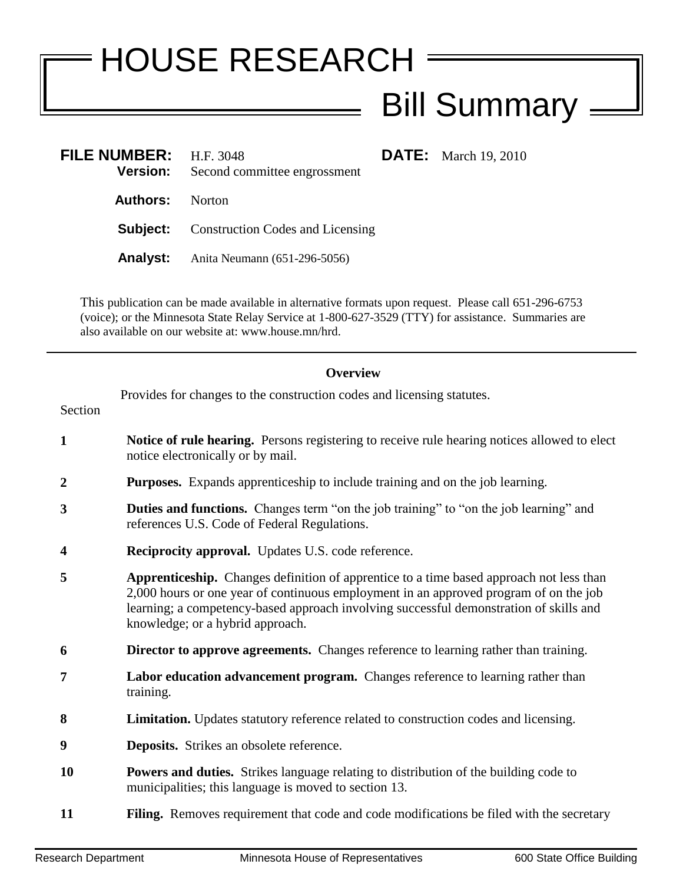# HOUSE RESEARCH

## Bill Summary

**FILE NUMBER:** H.F. 3048 **DATE:** March 19, 2010
**Version:** Second committee engrossment

**Authors:** Norton

**Subject:** Construction Codes and Licensing

**Analyst:** Anita Neumann (651-296-5056)

This publication can be made available in alternative formats upon request. Please call 651-296-6753 (voice); or the Minnesota State Relay Service at 1-800-627-3529 (TTY) for assistance. Summaries are also available on our website at: www.house.mn/hrd.

---

### Overview

Provides for changes to the construction codes and licensing statutes.

Section

**1** **Notice of rule hearing.** Persons registering to receive rule hearing notices allowed to elect notice electronically or by mail.

**2** **Purposes.** Expands apprenticeship to include training and on the job learning.

**3** **Duties and functions.** Changes term "on the job training" to "on the job learning" and references U.S. Code of Federal Regulations.

**4** **Reciprocity approval.** Updates U.S. code reference.

**5** **Apprenticeship.** Changes definition of apprentice to a time based approach not less than 2,000 hours or one year of continuous employment in an approved program of on the job learning; a competency-based approach involving successful demonstration of skills and knowledge; or a hybrid approach.

**6** **Director to approve agreements.** Changes reference to learning rather than training.

**7** **Labor education advancement program.** Changes reference to learning rather than training.

**8** **Limitation.** Updates statutory reference related to construction codes and licensing.

**9** **Deposits.** Strikes an obsolete reference.

**10** **Powers and duties.** Strikes language relating to distribution of the building code to municipalities; this language is moved to section 13.

**11** **Filing.** Removes requirement that code and code modifications be filed with the secretary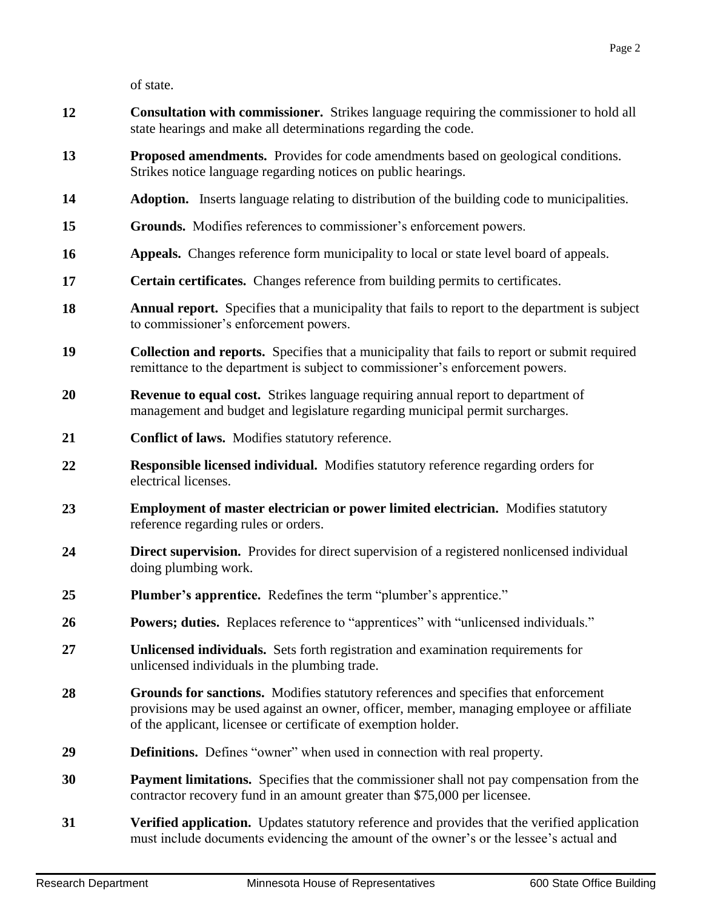of state.

| | |
|---|---|
| **12** | **Consultation with commissioner.** Strikes language requiring the commissioner to hold all state hearings and make all determinations regarding the code. |
| **13** | **Proposed amendments.** Provides for code amendments based on geological conditions. Strikes notice language regarding notices on public hearings. |
| **14** | **Adoption.** Inserts language relating to distribution of the building code to municipalities. |
| **15** | **Grounds.** Modifies references to commissioner's enforcement powers. |
| **16** | **Appeals.** Changes reference form municipality to local or state level board of appeals. |
| **17** | **Certain certificates.** Changes reference from building permits to certificates. |
| **18** | **Annual report.** Specifies that a municipality that fails to report to the department is subject to commissioner's enforcement powers. |
| **19** | **Collection and reports.** Specifies that a municipality that fails to report or submit required remittance to the department is subject to commissioner's enforcement powers. |
| **20** | **Revenue to equal cost.** Strikes language requiring annual report to department of management and budget and legislature regarding municipal permit surcharges. |
| **21** | **Conflict of laws.** Modifies statutory reference. |
| **22** | **Responsible licensed individual.** Modifies statutory reference regarding orders for electrical licenses. |
| **23** | **Employment of master electrician or power limited electrician.** Modifies statutory reference regarding rules or orders. |
| **24** | **Direct supervision.** Provides for direct supervision of a registered nonlicensed individual doing plumbing work. |
| **25** | **Plumber's apprentice.** Redefines the term "plumber's apprentice." |
| **26** | **Powers; duties.** Replaces reference to "apprentices" with "unlicensed individuals." |
| **27** | **Unlicensed individuals.** Sets forth registration and examination requirements for unlicensed individuals in the plumbing trade. |
| **28** | **Grounds for sanctions.** Modifies statutory references and specifies that enforcement provisions may be used against an owner, officer, member, managing employee or affiliate of the applicant, licensee or certificate of exemption holder. |
| **29** | **Definitions.** Defines "owner" when used in connection with real property. |
| **30** | **Payment limitations.** Specifies that the commissioner shall not pay compensation from the contractor recovery fund in an amount greater than $75,000 per licensee. |
| **31** | **Verified application.** Updates statutory reference and provides that the verified application must include documents evidencing the amount of the owner's or the lessee's actual and |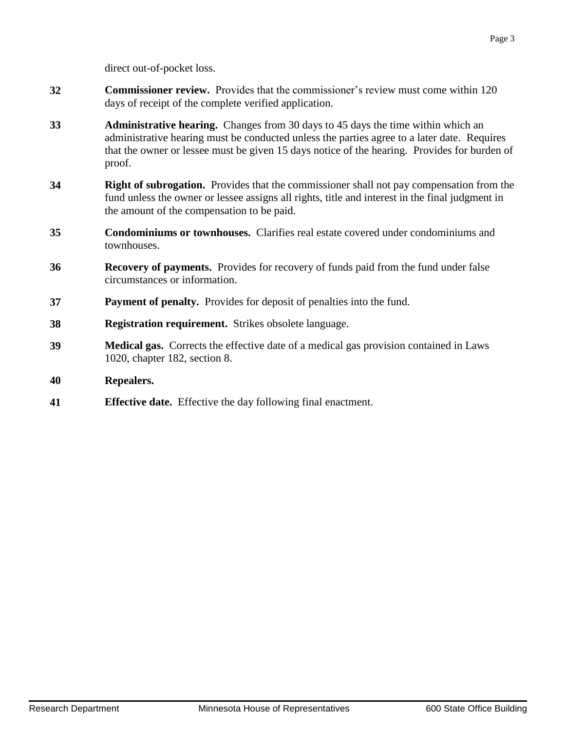direct out-of-pocket loss.

**32** **Commissioner review.** Provides that the commissioner's review must come within 120 days of receipt of the complete verified application.

**33** **Administrative hearing.** Changes from 30 days to 45 days the time within which an administrative hearing must be conducted unless the parties agree to a later date. Requires that the owner or lessee must be given 15 days notice of the hearing. Provides for burden of proof.

**34** **Right of subrogation.** Provides that the commissioner shall not pay compensation from the fund unless the owner or lessee assigns all rights, title and interest in the final judgment in the amount of the compensation to be paid.

**35** **Condominiums or townhouses.** Clarifies real estate covered under condominiums and townhouses.

**36** **Recovery of payments.** Provides for recovery of funds paid from the fund under false circumstances or information.

**37** **Payment of penalty.** Provides for deposit of penalties into the fund.

**38** **Registration requirement.** Strikes obsolete language.

**39** **Medical gas.** Corrects the effective date of a medical gas provision contained in Laws 1020, chapter 182, section 8.

**40** **Repealers.**

**41** **Effective date.** Effective the day following final enactment.